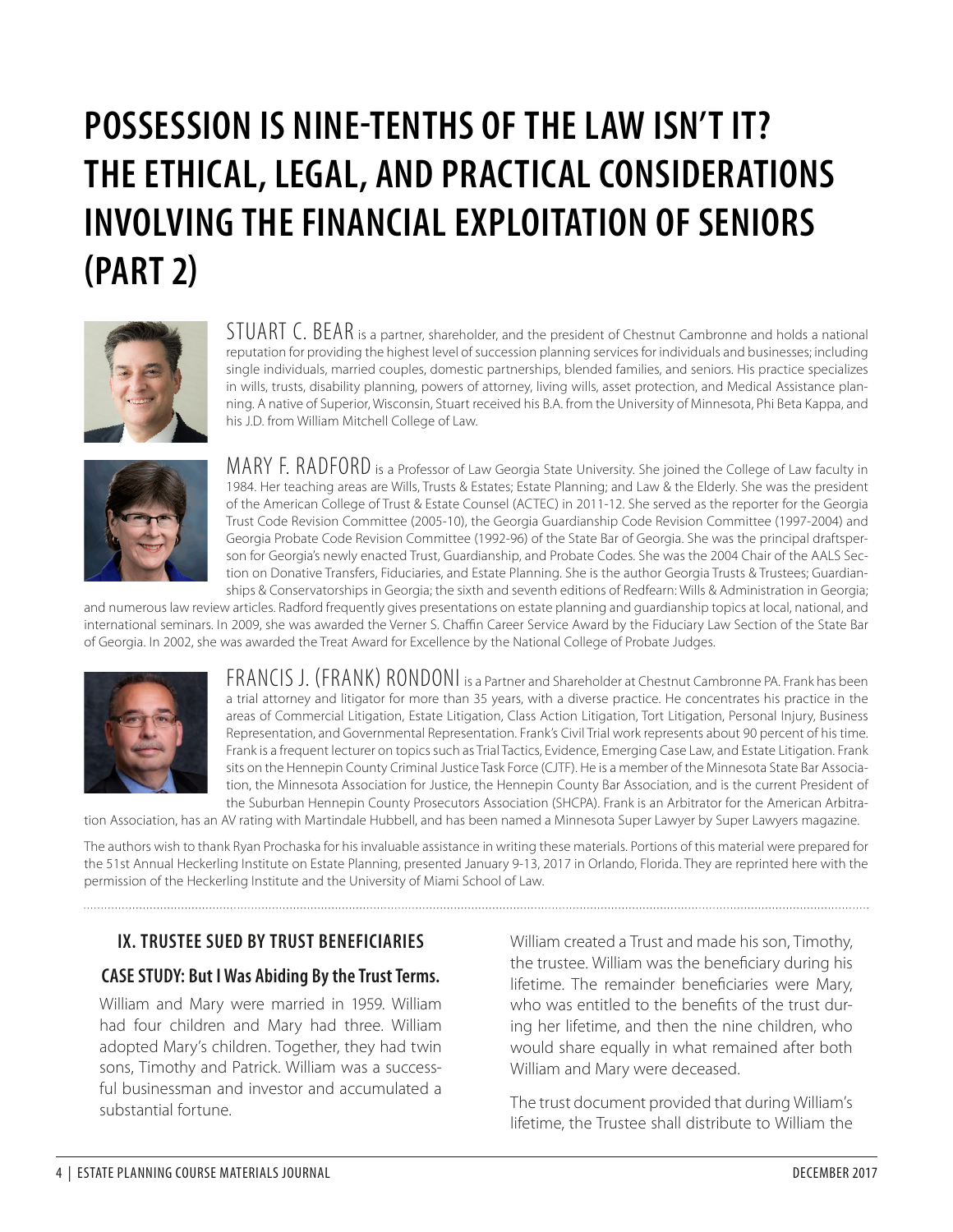# POSSESSION IS NINE-TENTHS OF THE LAW ISN'T IT? THE ETHICAL, LEGAL, AND PRACTICAL CONSIDERATIONS INVOLVING THE FINANCIAL EXPLOITATION OF SENIORS (PART 2)

STUART C. BEAR is a partner, shareholder, and the president of Chestnut Cambronne and holds a national reputation for providing the highest level of succession planning services for individuals and businesses; including single individuals, married couples, domestic partnerships, blended families, and seniors. His practice specializes in wills, trusts, disability planning, powers of attorney, living wills, asset protection, and Medical Assistance planning. A native of Superior, Wisconsin, Stuart received his B.A. from the University of Minnesota, Phi Beta Kappa, and his J.D. from William Mitchell College of Law.

MARY F. RADFORD is a Professor of Law Georgia State University. She joined the College of Law faculty in 1984. Her teaching areas are Wills, Trusts & Estates; Estate Planning; and Law & the Elderly. She was the president of the American College of Trust & Estate Counsel (ACTEC) in 2011-12. She served as the reporter for the Georgia Trust Code Revision Committee (2005-10), the Georgia Guardianship Code Revision Committee (1997-2004) and Georgia Probate Code Revision Committee (1992-96) of the State Bar of Georgia. She was the principal draftsperson for Georgia's newly enacted Trust, Guardianship, and Probate Codes. She was the 2004 Chair of the AALS Section on Donative Transfers, Fiduciaries, and Estate Planning. She is the author Georgia Trusts & Trustees; Guardianships & Conservatorships in Georgia; the sixth and seventh editions of Redfearn: Wills & Administration in Georgia; and numerous law review articles. Radford frequently gives presentations on estate planning and guardianship topics at local, national, and international seminars. In 2009, she was awarded the Verner S. Chaffin Career Service Award by the Fiduciary Law Section of the State Bar of Georgia. In 2002, she was awarded the Treat Award for Excellence by the National College of Probate Judges.

FRANCIS J. (FRANK) RONDONI is a Partner and Shareholder at Chestnut Cambronne PA. Frank has been a trial attorney and litigator for more than 35 years, with a diverse practice. He concentrates his practice in the areas of Commercial Litigation, Estate Litigation, Class Action Litigation, Tort Litigation, Personal Injury, Business Representation, and Governmental Representation. Frank's Civil Trial work represents about 90 percent of his time. Frank is a frequent lecturer on topics such as Trial Tactics, Evidence, Emerging Case Law, and Estate Litigation. Frank sits on the Hennepin County Criminal Justice Task Force (CJTF). He is a member of the Minnesota State Bar Association, the Minnesota Association for Justice, the Hennepin County Bar Association, and is the current President of the Suburban Hennepin County Prosecutors Association (SHCPA). Frank is an Arbitrator for the American Arbitration Association, has an AV rating with Martindale Hubbell, and has been named a Minnesota Super Lawyer by Super Lawyers magazine.

The authors wish to thank Ryan Prochaska for his invaluable assistance in writing these materials. Portions of this material were prepared for the 51st Annual Heckerling Institute on Estate Planning, presented January 9-13, 2017 in Orlando, Florida. They are reprinted here with the permission of the Heckerling Institute and the University of Miami School of Law.

## IX. TRUSTEE SUED BY TRUST BENEFICIARIES

### CASE STUDY: But I Was Abiding By the Trust Terms.

William and Mary were married in 1959. William had four children and Mary had three. William adopted Mary's children. Together, they had twin sons, Timothy and Patrick. William was a successful businessman and investor and accumulated a substantial fortune.

William created a Trust and made his son, Timothy, the trustee. William was the beneficiary during his lifetime. The remainder beneficiaries were Mary, who was entitled to the benefits of the trust during her lifetime, and then the nine children, who would share equally in what remained after both William and Mary were deceased.

The trust document provided that during William's lifetime, the Trustee shall distribute to William the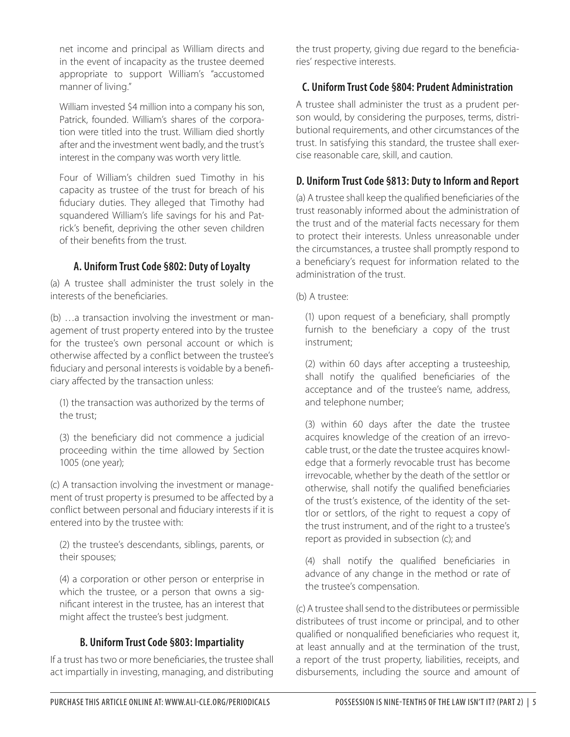net income and principal as William directs and in the event of incapacity as the trustee deemed appropriate to support William's "accustomed manner of living."

William invested $4 million into a company his son, Patrick, founded. William's shares of the corporation were titled into the trust. William died shortly after and the investment went badly, and the trust's interest in the company was worth very little.

Four of William's children sued Timothy in his capacity as trustee of the trust for breach of his fiduciary duties. They alleged that Timothy had squandered William's life savings for his and Patrick's benefit, depriving the other seven children of their benefits from the trust.

### A. Uniform Trust Code §802: Duty of Loyalty

(a) A trustee shall administer the trust solely in the interests of the beneficiaries.

(b) …a transaction involving the investment or management of trust property entered into by the trustee for the trustee's own personal account or which is otherwise affected by a conflict between the trustee's fiduciary and personal interests is voidable by a beneficiary affected by the transaction unless:

(1) the transaction was authorized by the terms of the trust;

(3) the beneficiary did not commence a judicial proceeding within the time allowed by Section 1005 (one year);

(c) A transaction involving the investment or management of trust property is presumed to be affected by a conflict between personal and fiduciary interests if it is entered into by the trustee with:

(2) the trustee's descendants, siblings, parents, or their spouses;

(4) a corporation or other person or enterprise in which the trustee, or a person that owns a significant interest in the trustee, has an interest that might affect the trustee's best judgment.

### B. Uniform Trust Code §803: Impartiality

If a trust has two or more beneficiaries, the trustee shall act impartially in investing, managing, and distributing the trust property, giving due regard to the beneficiaries' respective interests.

### C. Uniform Trust Code §804: Prudent Administration

A trustee shall administer the trust as a prudent person would, by considering the purposes, terms, distributional requirements, and other circumstances of the trust. In satisfying this standard, the trustee shall exercise reasonable care, skill, and caution.

### D. Uniform Trust Code §813: Duty to Inform and Report

(a) A trustee shall keep the qualified beneficiaries of the trust reasonably informed about the administration of the trust and of the material facts necessary for them to protect their interests. Unless unreasonable under the circumstances, a trustee shall promptly respond to a beneficiary's request for information related to the administration of the trust.

(b) A trustee:

(1) upon request of a beneficiary, shall promptly furnish to the beneficiary a copy of the trust instrument;

(2) within 60 days after accepting a trusteeship, shall notify the qualified beneficiaries of the acceptance and of the trustee's name, address, and telephone number;

(3) within 60 days after the date the trustee acquires knowledge of the creation of an irrevocable trust, or the date the trustee acquires knowledge that a formerly revocable trust has become irrevocable, whether by the death of the settlor or otherwise, shall notify the qualified beneficiaries of the trust's existence, of the identity of the settlor or settlors, of the right to request a copy of the trust instrument, and of the right to a trustee's report as provided in subsection (c); and

(4) shall notify the qualified beneficiaries in advance of any change in the method or rate of the trustee's compensation.

(c) A trustee shall send to the distributees or permissible distributees of trust income or principal, and to other qualified or nonqualified beneficiaries who request it, at least annually and at the termination of the trust, a report of the trust property, liabilities, receipts, and disbursements, including the source and amount of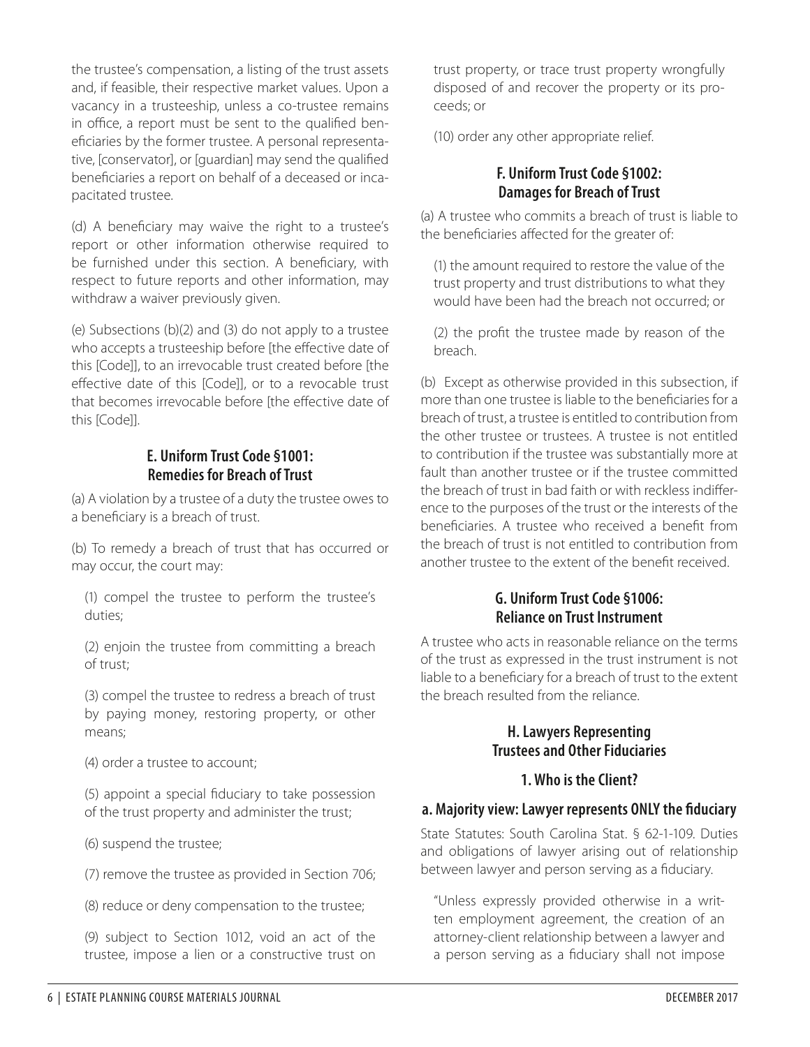the trustee's compensation, a listing of the trust assets and, if feasible, their respective market values. Upon a vacancy in a trusteeship, unless a co-trustee remains in office, a report must be sent to the qualified beneficiaries by the former trustee. A personal representative, [conservator], or [guardian] may send the qualified beneficiaries a report on behalf of a deceased or incapacitated trustee.

(d) A beneficiary may waive the right to a trustee's report or other information otherwise required to be furnished under this section. A beneficiary, with respect to future reports and other information, may withdraw a waiver previously given.

(e) Subsections (b)(2) and (3) do not apply to a trustee who accepts a trusteeship before [the effective date of this [Code]], to an irrevocable trust created before [the effective date of this [Code]], or to a revocable trust that becomes irrevocable before [the effective date of this [Code]].

### E. Uniform Trust Code §1001: Remedies for Breach of Trust

(a) A violation by a trustee of a duty the trustee owes to a beneficiary is a breach of trust.

(b) To remedy a breach of trust that has occurred or may occur, the court may:

(1) compel the trustee to perform the trustee's duties;

(2) enjoin the trustee from committing a breach of trust;

(3) compel the trustee to redress a breach of trust by paying money, restoring property, or other means;

(4) order a trustee to account;

(5) appoint a special fiduciary to take possession of the trust property and administer the trust;

(6) suspend the trustee;

(7) remove the trustee as provided in Section 706;

(8) reduce or deny compensation to the trustee;

(9) subject to Section 1012, void an act of the trustee, impose a lien or a constructive trust on trust property, or trace trust property wrongfully disposed of and recover the property or its proceeds; or

(10) order any other appropriate relief.

### F. Uniform Trust Code §1002: Damages for Breach of Trust

(a) A trustee who commits a breach of trust is liable to the beneficiaries affected for the greater of:

(1) the amount required to restore the value of the trust property and trust distributions to what they would have been had the breach not occurred; or

(2) the profit the trustee made by reason of the breach.

(b) Except as otherwise provided in this subsection, if more than one trustee is liable to the beneficiaries for a breach of trust, a trustee is entitled to contribution from the other trustee or trustees. A trustee is not entitled to contribution if the trustee was substantially more at fault than another trustee or if the trustee committed the breach of trust in bad faith or with reckless indifference to the purposes of the trust or the interests of the beneficiaries. A trustee who received a benefit from the breach of trust is not entitled to contribution from another trustee to the extent of the benefit received.

### G. Uniform Trust Code §1006: Reliance on Trust Instrument

A trustee who acts in reasonable reliance on the terms of the trust as expressed in the trust instrument is not liable to a beneficiary for a breach of trust to the extent the breach resulted from the reliance.

### H. Lawyers Representing Trustees and Other Fiduciaries

#### 1. Who is the Client?

#### a. Majority view: Lawyer represents ONLY the fiduciary

State Statutes: South Carolina Stat. § 62-1-109. Duties and obligations of lawyer arising out of relationship between lawyer and person serving as a fiduciary.

"Unless expressly provided otherwise in a written employment agreement, the creation of an attorney-client relationship between a lawyer and a person serving as a fiduciary shall not impose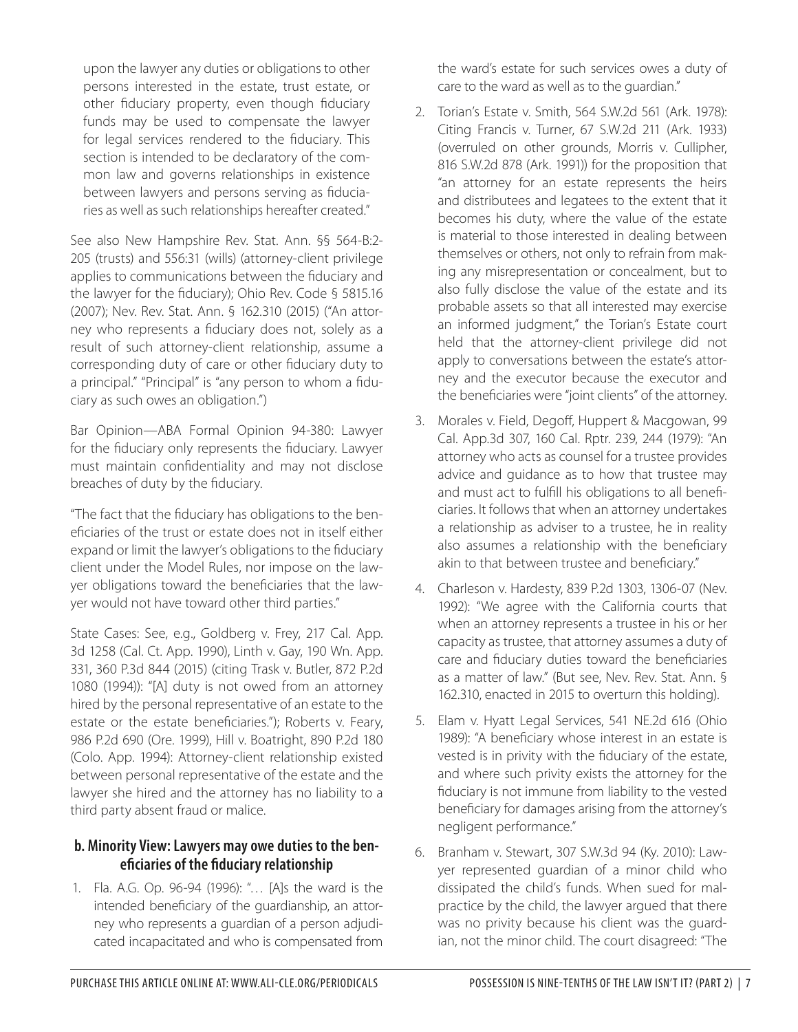upon the lawyer any duties or obligations to other persons interested in the estate, trust estate, or other fiduciary property, even though fiduciary funds may be used to compensate the lawyer for legal services rendered to the fiduciary. This section is intended to be declaratory of the common law and governs relationships in existence between lawyers and persons serving as fiduciaries as well as such relationships hereafter created."

See also New Hampshire Rev. Stat. Ann. §§ 564-B:2-205 (trusts) and 556:31 (wills) (attorney-client privilege applies to communications between the fiduciary and the lawyer for the fiduciary); Ohio Rev. Code § 5815.16 (2007); Nev. Rev. Stat. Ann. § 162.310 (2015) ("An attorney who represents a fiduciary does not, solely as a result of such attorney-client relationship, assume a corresponding duty of care or other fiduciary duty to a principal." "Principal" is "any person to whom a fiduciary as such owes an obligation.")

Bar Opinion—ABA Formal Opinion 94-380: Lawyer for the fiduciary only represents the fiduciary. Lawyer must maintain confidentiality and may not disclose breaches of duty by the fiduciary.

"The fact that the fiduciary has obligations to the beneficiaries of the trust or estate does not in itself either expand or limit the lawyer's obligations to the fiduciary client under the Model Rules, nor impose on the lawyer obligations toward the beneficiaries that the lawyer would not have toward other third parties."

State Cases: See, e.g., Goldberg v. Frey, 217 Cal. App. 3d 1258 (Cal. Ct. App. 1990), Linth v. Gay, 190 Wn. App. 331, 360 P.3d 844 (2015) (citing Trask v. Butler, 872 P.2d 1080 (1994)): "[A] duty is not owed from an attorney hired by the personal representative of an estate to the estate or the estate beneficiaries."); Roberts v. Feary, 986 P.2d 690 (Ore. 1999), Hill v. Boatright, 890 P.2d 180 (Colo. App. 1994): Attorney-client relationship existed between personal representative of the estate and the lawyer she hired and the attorney has no liability to a third party absent fraud or malice.

### b. Minority View: Lawyers may owe duties to the beneficiaries of the fiduciary relationship

1. Fla. A.G. Op. 96-94 (1996): "… [A]s the ward is the intended beneficiary of the guardianship, an attorney who represents a guardian of a person adjudicated incapacitated and who is compensated from the ward's estate for such services owes a duty of care to the ward as well as to the guardian."
2. Torian's Estate v. Smith, 564 S.W.2d 561 (Ark. 1978): Citing Francis v. Turner, 67 S.W.2d 211 (Ark. 1933) (overruled on other grounds, Morris v. Cullipher, 816 S.W.2d 878 (Ark. 1991)) for the proposition that "an attorney for an estate represents the heirs and distributees and legatees to the extent that it becomes his duty, where the value of the estate is material to those interested in dealing between themselves or others, not only to refrain from making any misrepresentation or concealment, but to also fully disclose the value of the estate and its probable assets so that all interested may exercise an informed judgment," the Torian's Estate court held that the attorney-client privilege did not apply to conversations between the estate's attorney and the executor because the executor and the beneficiaries were "joint clients" of the attorney.
3. Morales v. Field, Degoff, Huppert & Macgowan, 99 Cal. App.3d 307, 160 Cal. Rptr. 239, 244 (1979): "An attorney who acts as counsel for a trustee provides advice and guidance as to how that trustee may and must act to fulfill his obligations to all beneficiaries. It follows that when an attorney undertakes a relationship as adviser to a trustee, he in reality also assumes a relationship with the beneficiary akin to that between trustee and beneficiary."
4. Charleson v. Hardesty, 839 P.2d 1303, 1306-07 (Nev. 1992): "We agree with the California courts that when an attorney represents a trustee in his or her capacity as trustee, that attorney assumes a duty of care and fiduciary duties toward the beneficiaries as a matter of law." (But see, Nev. Rev. Stat. Ann. § 162.310, enacted in 2015 to overturn this holding).
5. Elam v. Hyatt Legal Services, 541 NE.2d 616 (Ohio 1989): "A beneficiary whose interest in an estate is vested is in privity with the fiduciary of the estate, and where such privity exists the attorney for the fiduciary is not immune from liability to the vested beneficiary for damages arising from the attorney's negligent performance."
6. Branham v. Stewart, 307 S.W.3d 94 (Ky. 2010): Lawyer represented guardian of a minor child who dissipated the child's funds. When sued for malpractice by the child, the lawyer argued that there was no privity because his client was the guardian, not the minor child. The court disagreed: "The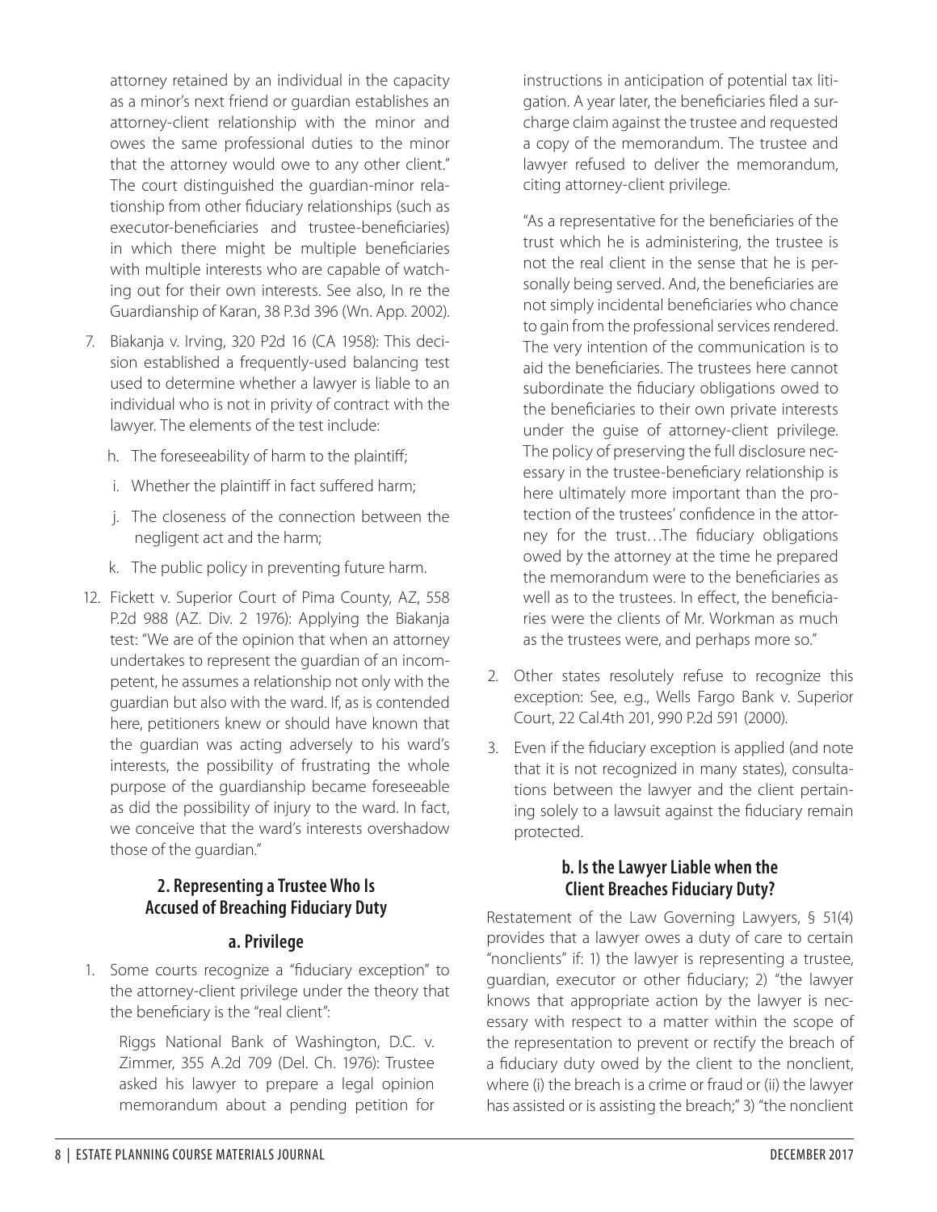attorney retained by an individual in the capacity as a minor's next friend or guardian establishes an attorney-client relationship with the minor and owes the same professional duties to the minor that the attorney would owe to any other client." The court distinguished the guardian-minor relationship from other fiduciary relationships (such as executor-beneficiaries and trustee-beneficiaries) in which there might be multiple beneficiaries with multiple interests who are capable of watching out for their own interests. See also, In re the Guardianship of Karan, 38 P.3d 396 (Wn. App. 2002).

7. Biakanja v. Irving, 320 P2d 16 (CA 1958): This decision established a frequently-used balancing test used to determine whether a lawyer is liable to an individual who is not in privity of contract with the lawyer. The elements of the test include:

   h. The foreseeability of harm to the plaintiff;

   i. Whether the plaintiff in fact suffered harm;

   j. The closeness of the connection between the negligent act and the harm;

   k. The public policy in preventing future harm.

12. Fickett v. Superior Court of Pima County, AZ, 558 P.2d 988 (AZ. Div. 2 1976): Applying the Biakanja test: "We are of the opinion that when an attorney undertakes to represent the guardian of an incompetent, he assumes a relationship not only with the guardian but also with the ward. If, as is contended here, petitioners knew or should have known that the guardian was acting adversely to his ward's interests, the possibility of frustrating the whole purpose of the guardianship became foreseeable as did the possibility of injury to the ward. In fact, we conceive that the ward's interests overshadow those of the guardian."

### 2. Representing a Trustee Who Is Accused of Breaching Fiduciary Duty

#### a. Privilege

1. Some courts recognize a "fiduciary exception" to the attorney-client privilege under the theory that the beneficiary is the "real client":

   Riggs National Bank of Washington, D.C. v. Zimmer, 355 A.2d 709 (Del. Ch. 1976): Trustee asked his lawyer to prepare a legal opinion memorandum about a pending petition for instructions in anticipation of potential tax litigation. A year later, the beneficiaries filed a surcharge claim against the trustee and requested a copy of the memorandum. The trustee and lawyer refused to deliver the memorandum, citing attorney-client privilege.

   "As a representative for the beneficiaries of the trust which he is administering, the trustee is not the real client in the sense that he is personally being served. And, the beneficiaries are not simply incidental beneficiaries who chance to gain from the professional services rendered. The very intention of the communication is to aid the beneficiaries. The trustees here cannot subordinate the fiduciary obligations owed to the beneficiaries to their own private interests under the guise of attorney-client privilege. The policy of preserving the full disclosure necessary in the trustee-beneficiary relationship is here ultimately more important than the protection of the trustees' confidence in the attorney for the trust…The fiduciary obligations owed by the attorney at the time he prepared the memorandum were to the beneficiaries as well as to the trustees. In effect, the beneficiaries were the clients of Mr. Workman as much as the trustees were, and perhaps more so."

2. Other states resolutely refuse to recognize this exception: See, e.g., Wells Fargo Bank v. Superior Court, 22 Cal.4th 201, 990 P.2d 591 (2000).

3. Even if the fiduciary exception is applied (and note that it is not recognized in many states), consultations between the lawyer and the client pertaining solely to a lawsuit against the fiduciary remain protected.

#### b. Is the Lawyer Liable when the Client Breaches Fiduciary Duty?

Restatement of the Law Governing Lawyers, § 51(4) provides that a lawyer owes a duty of care to certain "nonclients" if: 1) the lawyer is representing a trustee, guardian, executor or other fiduciary; 2) "the lawyer knows that appropriate action by the lawyer is necessary with respect to a matter within the scope of the representation to prevent or rectify the breach of a fiduciary duty owed by the client to the nonclient, where (i) the breach is a crime or fraud or (ii) the lawyer has assisted or is assisting the breach;" 3) "the nonclient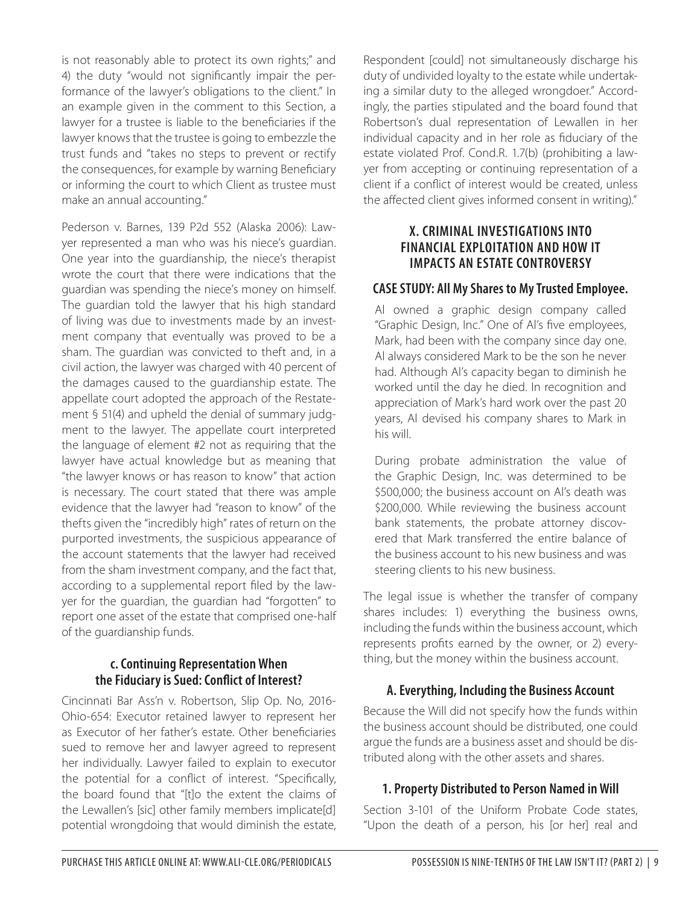is not reasonably able to protect its own rights;" and 4) the duty "would not significantly impair the performance of the lawyer's obligations to the client." In an example given in the comment to this Section, a lawyer for a trustee is liable to the beneficiaries if the lawyer knows that the trustee is going to embezzle the trust funds and "takes no steps to prevent or rectify the consequences, for example by warning Beneficiary or informing the court to which Client as trustee must make an annual accounting."

Pederson v. Barnes, 139 P2d 552 (Alaska 2006): Lawyer represented a man who was his niece's guardian. One year into the guardianship, the niece's therapist wrote the court that there were indications that the guardian was spending the niece's money on himself. The guardian told the lawyer that his high standard of living was due to investments made by an investment company that eventually was proved to be a sham. The guardian was convicted to theft and, in a civil action, the lawyer was charged with 40 percent of the damages caused to the guardianship estate. The appellate court adopted the approach of the Restatement § 51(4) and upheld the denial of summary judgment to the lawyer. The appellate court interpreted the language of element #2 not as requiring that the lawyer have actual knowledge but as meaning that "the lawyer knows or has reason to know" that action is necessary. The court stated that there was ample evidence that the lawyer had "reason to know" of the thefts given the "incredibly high" rates of return on the purported investments, the suspicious appearance of the account statements that the lawyer had received from the sham investment company, and the fact that, according to a supplemental report filed by the lawyer for the guardian, the guardian had "forgotten" to report one asset of the estate that comprised one-half of the guardianship funds.

### c. Continuing Representation When the Fiduciary is Sued: Conflict of Interest?

Cincinnati Bar Ass'n v. Robertson, Slip Op. No, 2016-Ohio-654: Executor retained lawyer to represent her as Executor of her father's estate. Other beneficiaries sued to remove her and lawyer agreed to represent her individually. Lawyer failed to explain to executor the potential for a conflict of interest. "Specifically, the board found that "[t]o the extent the claims of the Lewallen's [sic] other family members implicate[d] potential wrongdoing that would diminish the estate, Respondent [could] not simultaneously discharge his duty of undivided loyalty to the estate while undertaking a similar duty to the alleged wrongdoer." Accordingly, the parties stipulated and the board found that Robertson's dual representation of Lewallen in her individual capacity and in her role as fiduciary of the estate violated Prof. Cond.R. 1.7(b) (prohibiting a lawyer from accepting or continuing representation of a client if a conflict of interest would be created, unless the affected client gives informed consent in writing)."

## X. CRIMINAL INVESTIGATIONS INTO FINANCIAL EXPLOITATION AND HOW IT IMPACTS AN ESTATE CONTROVERSY

### CASE STUDY: All My Shares to My Trusted Employee.

Al owned a graphic design company called "Graphic Design, Inc." One of Al's five employees, Mark, had been with the company since day one. Al always considered Mark to be the son he never had. Although Al's capacity began to diminish he worked until the day he died. In recognition and appreciation of Mark's hard work over the past 20 years, Al devised his company shares to Mark in his will.

During probate administration the value of the Graphic Design, Inc. was determined to be \$500,000; the business account on Al's death was \$200,000. While reviewing the business account bank statements, the probate attorney discovered that Mark transferred the entire balance of the business account to his new business and was steering clients to his new business.

The legal issue is whether the transfer of company shares includes: 1) everything the business owns, including the funds within the business account, which represents profits earned by the owner, or 2) everything, but the money within the business account.

### A. Everything, Including the Business Account

Because the Will did not specify how the funds within the business account should be distributed, one could argue the funds are a business asset and should be distributed along with the other assets and shares.

### 1. Property Distributed to Person Named in Will

Section 3-101 of the Uniform Probate Code states, "Upon the death of a person, his [or her] real and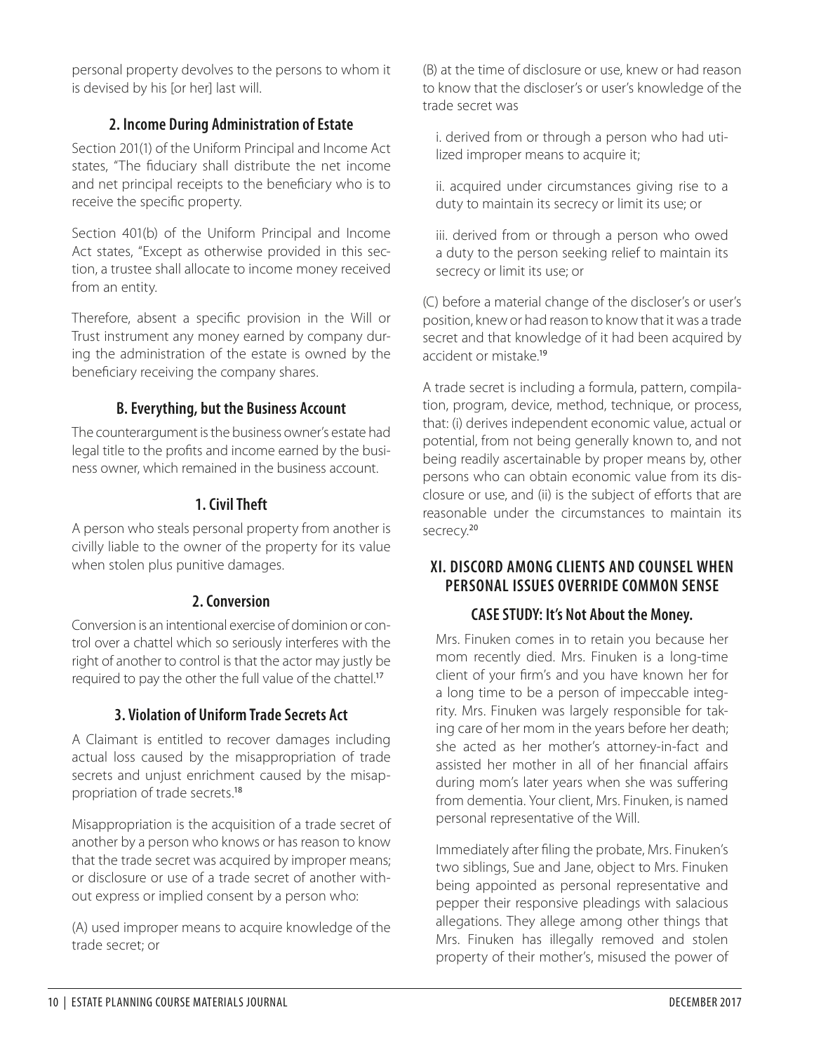personal property devolves to the persons to whom it is devised by his [or her] last will.

### 2. Income During Administration of Estate

Section 201(1) of the Uniform Principal and Income Act states, "The fiduciary shall distribute the net income and net principal receipts to the beneficiary who is to receive the specific property.

Section 401(b) of the Uniform Principal and Income Act states, "Except as otherwise provided in this section, a trustee shall allocate to income money received from an entity.

Therefore, absent a specific provision in the Will or Trust instrument any money earned by company during the administration of the estate is owned by the beneficiary receiving the company shares.

## B. Everything, but the Business Account

The counterargument is the business owner's estate had legal title to the profits and income earned by the business owner, which remained in the business account.

### 1. Civil Theft

A person who steals personal property from another is civilly liable to the owner of the property for its value when stolen plus punitive damages.

### 2. Conversion

Conversion is an intentional exercise of dominion or control over a chattel which so seriously interferes with the right of another to control is that the actor may justly be required to pay the other the full value of the chattel.[17]

### 3. Violation of Uniform Trade Secrets Act

A Claimant is entitled to recover damages including actual loss caused by the misappropriation of trade secrets and unjust enrichment caused by the misappropriation of trade secrets.[18]

Misappropriation is the acquisition of a trade secret of another by a person who knows or has reason to know that the trade secret was acquired by improper means; or disclosure or use of a trade secret of another without express or implied consent by a person who:

(A) used improper means to acquire knowledge of the trade secret; or

(B) at the time of disclosure or use, knew or had reason to know that the discloser's or user's knowledge of the trade secret was

i. derived from or through a person who had utilized improper means to acquire it;

ii. acquired under circumstances giving rise to a duty to maintain its secrecy or limit its use; or

iii. derived from or through a person who owed a duty to the person seeking relief to maintain its secrecy or limit its use; or

(C) before a material change of the discloser's or user's position, knew or had reason to know that it was a trade secret and that knowledge of it had been acquired by accident or mistake.[19]

A trade secret is including a formula, pattern, compilation, program, device, method, technique, or process, that: (i) derives independent economic value, actual or potential, from not being generally known to, and not being readily ascertainable by proper means by, other persons who can obtain economic value from its disclosure or use, and (ii) is the subject of efforts that are reasonable under the circumstances to maintain its secrecy.[20]

# XI. DISCORD AMONG CLIENTS AND COUNSEL WHEN PERSONAL ISSUES OVERRIDE COMMON SENSE

## CASE STUDY: It's Not About the Money.

Mrs. Finuken comes in to retain you because her mom recently died. Mrs. Finuken is a long-time client of your firm's and you have known her for a long time to be a person of impeccable integrity. Mrs. Finuken was largely responsible for taking care of her mom in the years before her death; she acted as her mother's attorney-in-fact and assisted her mother in all of her financial affairs during mom's later years when she was suffering from dementia. Your client, Mrs. Finuken, is named personal representative of the Will.

Immediately after filing the probate, Mrs. Finuken's two siblings, Sue and Jane, object to Mrs. Finuken being appointed as personal representative and pepper their responsive pleadings with salacious allegations. They allege among other things that Mrs. Finuken has illegally removed and stolen property of their mother's, misused the power of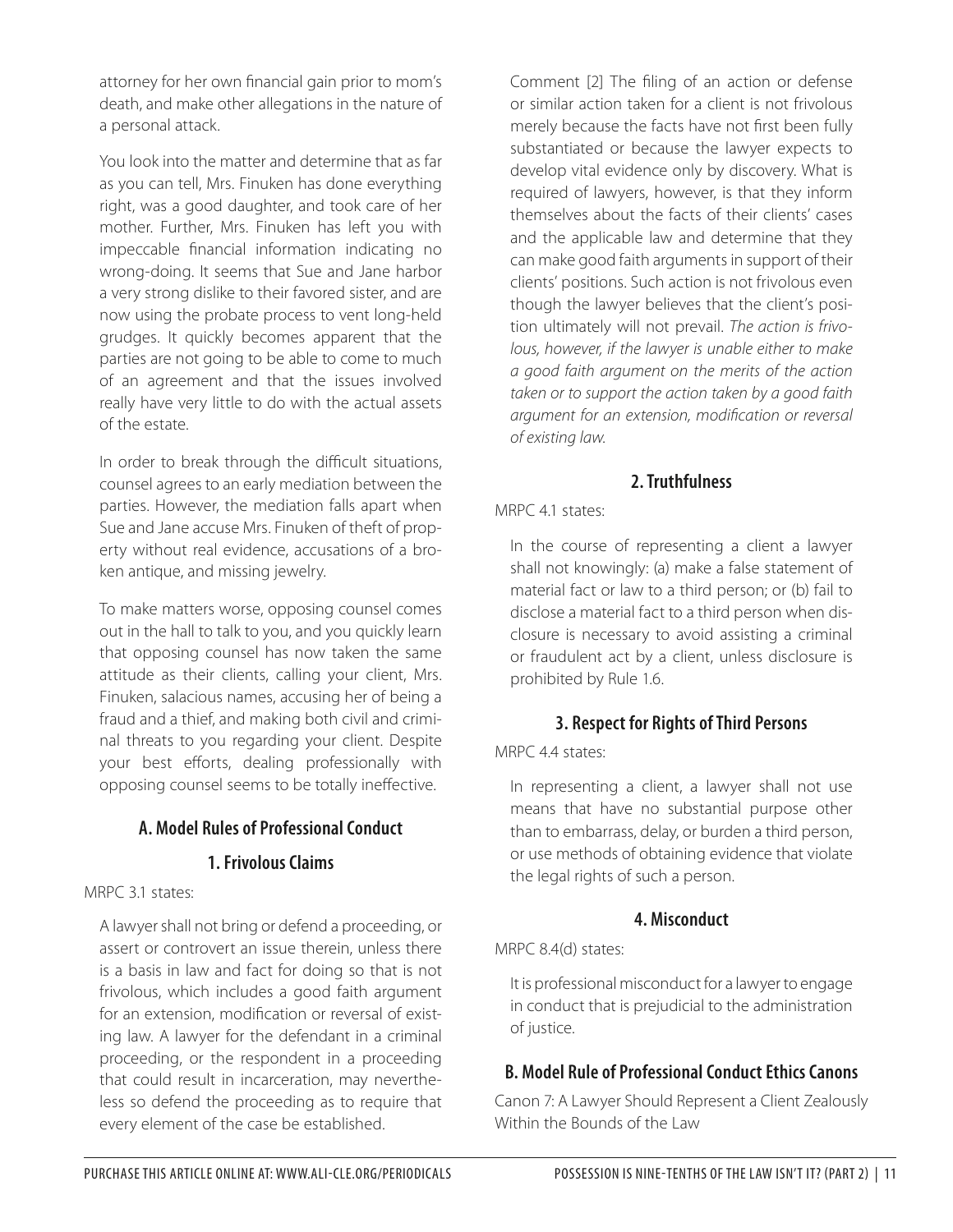attorney for her own financial gain prior to mom's death, and make other allegations in the nature of a personal attack.

You look into the matter and determine that as far as you can tell, Mrs. Finuken has done everything right, was a good daughter, and took care of her mother. Further, Mrs. Finuken has left you with impeccable financial information indicating no wrong-doing. It seems that Sue and Jane harbor a very strong dislike to their favored sister, and are now using the probate process to vent long-held grudges. It quickly becomes apparent that the parties are not going to be able to come to much of an agreement and that the issues involved really have very little to do with the actual assets of the estate.

In order to break through the difficult situations, counsel agrees to an early mediation between the parties. However, the mediation falls apart when Sue and Jane accuse Mrs. Finuken of theft of property without real evidence, accusations of a broken antique, and missing jewelry.

To make matters worse, opposing counsel comes out in the hall to talk to you, and you quickly learn that opposing counsel has now taken the same attitude as their clients, calling your client, Mrs. Finuken, salacious names, accusing her of being a fraud and a thief, and making both civil and criminal threats to you regarding your client. Despite your best efforts, dealing professionally with opposing counsel seems to be totally ineffective.

## A. Model Rules of Professional Conduct

### 1. Frivolous Claims

MRPC 3.1 states:

> A lawyer shall not bring or defend a proceeding, or assert or controvert an issue therein, unless there is a basis in law and fact for doing so that is not frivolous, which includes a good faith argument for an extension, modification or reversal of existing law. A lawyer for the defendant in a criminal proceeding, or the respondent in a proceeding that could result in incarceration, may nevertheless so defend the proceeding as to require that every element of the case be established.
>
> Comment [2] The filing of an action or defense or similar action taken for a client is not frivolous merely because the facts have not first been fully substantiated or because the lawyer expects to develop vital evidence only by discovery. What is required of lawyers, however, is that they inform themselves about the facts of their clients' cases and the applicable law and determine that they can make good faith arguments in support of their clients' positions. Such action is not frivolous even though the lawyer believes that the client's position ultimately will not prevail. *The action is frivolous, however, if the lawyer is unable either to make a good faith argument on the merits of the action taken or to support the action taken by a good faith argument for an extension, modification or reversal of existing law.*

### 2. Truthfulness

MRPC 4.1 states:

> In the course of representing a client a lawyer shall not knowingly: (a) make a false statement of material fact or law to a third person; or (b) fail to disclose a material fact to a third person when disclosure is necessary to avoid assisting a criminal or fraudulent act by a client, unless disclosure is prohibited by Rule 1.6.

### 3. Respect for Rights of Third Persons

MRPC 4.4 states:

> In representing a client, a lawyer shall not use means that have no substantial purpose other than to embarrass, delay, or burden a third person, or use methods of obtaining evidence that violate the legal rights of such a person.

### 4. Misconduct

MRPC 8.4(d) states:

> It is professional misconduct for a lawyer to engage in conduct that is prejudicial to the administration of justice.

## B. Model Rule of Professional Conduct Ethics Canons

Canon 7: A Lawyer Should Represent a Client Zealously Within the Bounds of the Law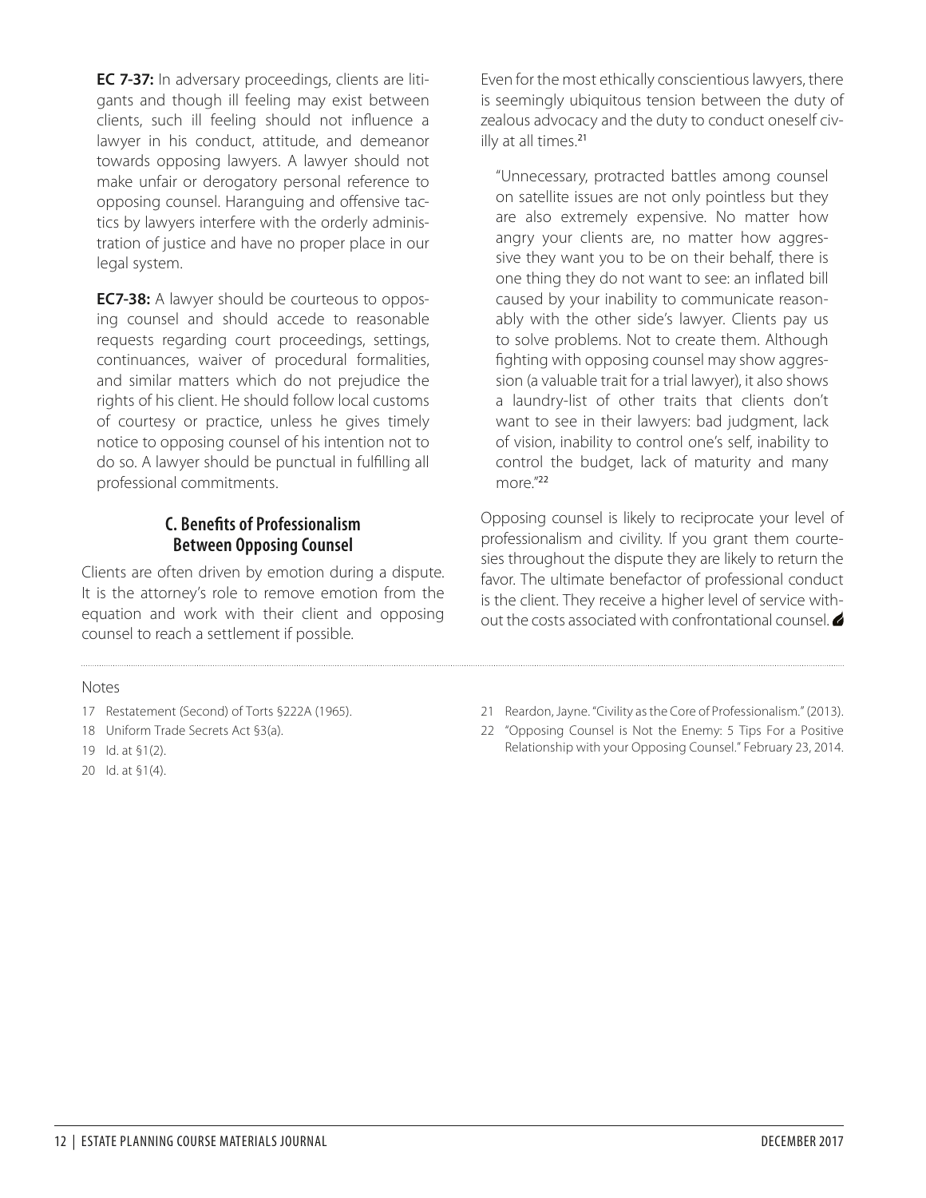**EC 7-37:** In adversary proceedings, clients are litigants and though ill feeling may exist between clients, such ill feeling should not influence a lawyer in his conduct, attitude, and demeanor towards opposing lawyers. A lawyer should not make unfair or derogatory personal reference to opposing counsel. Haranguing and offensive tactics by lawyers interfere with the orderly administration of justice and have no proper place in our legal system.

**EC7-38:** A lawyer should be courteous to opposing counsel and should accede to reasonable requests regarding court proceedings, settings, continuances, waiver of procedural formalities, and similar matters which do not prejudice the rights of his client. He should follow local customs of courtesy or practice, unless he gives timely notice to opposing counsel of his intention not to do so. A lawyer should be punctual in fulfilling all professional commitments.

### C. Benefits of Professionalism Between Opposing Counsel

Clients are often driven by emotion during a dispute. It is the attorney's role to remove emotion from the equation and work with their client and opposing counsel to reach a settlement if possible.

Even for the most ethically conscientious lawyers, there is seemingly ubiquitous tension between the duty of zealous advocacy and the duty to conduct oneself civilly at all times.[21]

> "Unnecessary, protracted battles among counsel on satellite issues are not only pointless but they are also extremely expensive. No matter how angry your clients are, no matter how aggressive they want you to be on their behalf, there is one thing they do not want to see: an inflated bill caused by your inability to communicate reasonably with the other side's lawyer. Clients pay us to solve problems. Not to create them. Although fighting with opposing counsel may show aggression (a valuable trait for a trial lawyer), it also shows a laundry-list of other traits that clients don't want to see in their lawyers: bad judgment, lack of vision, inability to control one's self, inability to control the budget, lack of maturity and many more."[22]

Opposing counsel is likely to reciprocate your level of professionalism and civility. If you grant them courtesies throughout the dispute they are likely to return the favor. The ultimate benefactor of professional conduct is the client. They receive a higher level of service without the costs associated with confrontational counsel.

---

Notes

17 Restatement (Second) of Torts §222A (1965).

18 Uniform Trade Secrets Act §3(a).

19 Id. at §1(2).

20 Id. at §1(4).

21 Reardon, Jayne. "Civility as the Core of Professionalism." (2013).

22 "Opposing Counsel is Not the Enemy: 5 Tips For a Positive Relationship with your Opposing Counsel." February 23, 2014.